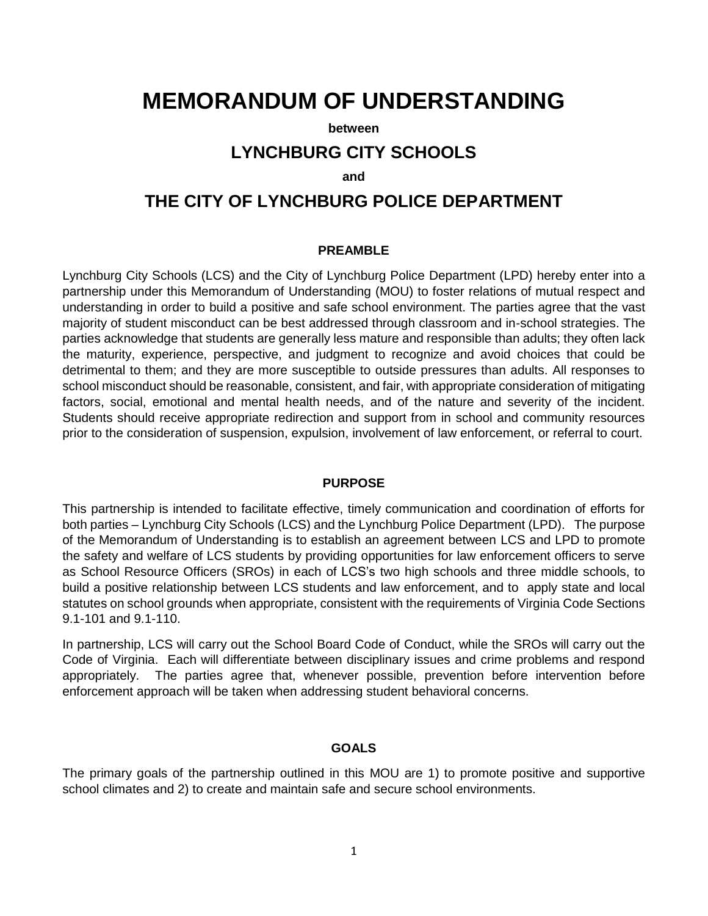# MEMORANDUM OF UNDERSTANDING

**between**

## LYNCHBURG CITY SCHOOLS

**and**

## THE CITY OF LYNCHBURG POLICE DEPARTMENT

### PREAMBLE

Lynchburg City Schools (LCS) and the City of Lynchburg Police Department (LPD) hereby enter into a partnership under this Memorandum of Understanding (MOU) to foster relations of mutual respect and understanding in order to build a positive and safe school environment. The parties agree that the vast majority of student misconduct can be best addressed through classroom and in-school strategies. The parties acknowledge that students are generally less mature and responsible than adults; they often lack the maturity, experience, perspective, and judgment to recognize and avoid choices that could be detrimental to them; and they are more susceptible to outside pressures than adults. All responses to school misconduct should be reasonable, consistent, and fair, with appropriate consideration of mitigating factors, social, emotional and mental health needs, and of the nature and severity of the incident. Students should receive appropriate redirection and support from in school and community resources prior to the consideration of suspension, expulsion, involvement of law enforcement, or referral to court.

### PURPOSE

This partnership is intended to facilitate effective, timely communication and coordination of efforts for both parties – Lynchburg City Schools (LCS) and the Lynchburg Police Department (LPD). The purpose of the Memorandum of Understanding is to establish an agreement between LCS and LPD to promote the safety and welfare of LCS students by providing opportunities for law enforcement officers to serve as School Resource Officers (SROs) in each of LCS's two high schools and three middle schools, to build a positive relationship between LCS students and law enforcement, and to apply state and local statutes on school grounds when appropriate, consistent with the requirements of Virginia Code Sections 9.1-101 and 9.1-110.

In partnership, LCS will carry out the School Board Code of Conduct, while the SROs will carry out the Code of Virginia. Each will differentiate between disciplinary issues and crime problems and respond appropriately. The parties agree that, whenever possible, prevention before intervention before enforcement approach will be taken when addressing student behavioral concerns.

### GOALS

The primary goals of the partnership outlined in this MOU are 1) to promote positive and supportive school climates and 2) to create and maintain safe and secure school environments.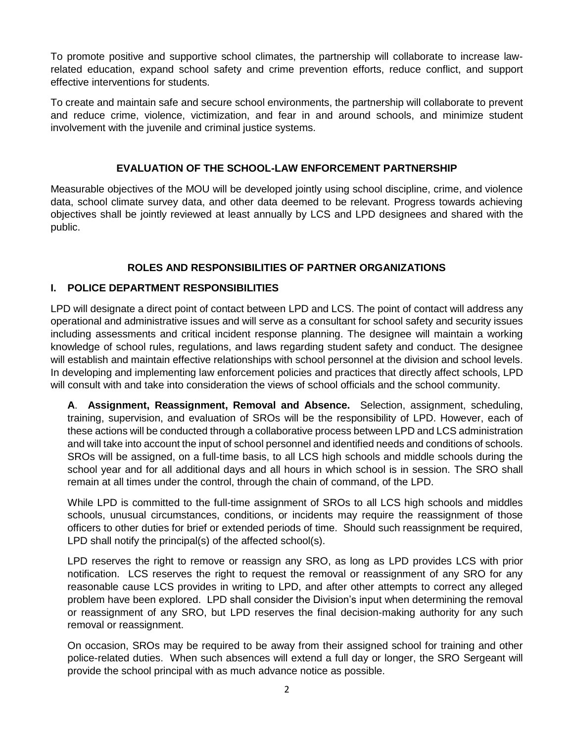To promote positive and supportive school climates, the partnership will collaborate to increase law-related education, expand school safety and crime prevention efforts, reduce conflict, and support effective interventions for students.

To create and maintain safe and secure school environments, the partnership will collaborate to prevent and reduce crime, violence, victimization, and fear in and around schools, and minimize student involvement with the juvenile and criminal justice systems.

## EVALUATION OF THE SCHOOL-LAW ENFORCEMENT PARTNERSHIP

Measurable objectives of the MOU will be developed jointly using school discipline, crime, and violence data, school climate survey data, and other data deemed to be relevant. Progress towards achieving objectives shall be jointly reviewed at least annually by LCS and LPD designees and shared with the public.

## ROLES AND RESPONSIBILITIES OF PARTNER ORGANIZATIONS

### I. POLICE DEPARTMENT RESPONSIBILITIES

LPD will designate a direct point of contact between LPD and LCS. The point of contact will address any operational and administrative issues and will serve as a consultant for school safety and security issues including assessments and critical incident response planning. The designee will maintain a working knowledge of school rules, regulations, and laws regarding student safety and conduct. The designee will establish and maintain effective relationships with school personnel at the division and school levels. In developing and implementing law enforcement policies and practices that directly affect schools, LPD will consult with and take into consideration the views of school officials and the school community.

**A**. **Assignment, Reassignment, Removal and Absence.** Selection, assignment, scheduling, training, supervision, and evaluation of SROs will be the responsibility of LPD. However, each of these actions will be conducted through a collaborative process between LPD and LCS administration and will take into account the input of school personnel and identified needs and conditions of schools. SROs will be assigned, on a full-time basis, to all LCS high schools and middle schools during the school year and for all additional days and all hours in which school is in session. The SRO shall remain at all times under the control, through the chain of command, of the LPD.

While LPD is committed to the full-time assignment of SROs to all LCS high schools and middles schools, unusual circumstances, conditions, or incidents may require the reassignment of those officers to other duties for brief or extended periods of time. Should such reassignment be required, LPD shall notify the principal(s) of the affected school(s).

LPD reserves the right to remove or reassign any SRO, as long as LPD provides LCS with prior notification. LCS reserves the right to request the removal or reassignment of any SRO for any reasonable cause LCS provides in writing to LPD, and after other attempts to correct any alleged problem have been explored. LPD shall consider the Division's input when determining the removal or reassignment of any SRO, but LPD reserves the final decision-making authority for any such removal or reassignment.

On occasion, SROs may be required to be away from their assigned school for training and other police-related duties. When such absences will extend a full day or longer, the SRO Sergeant will provide the school principal with as much advance notice as possible.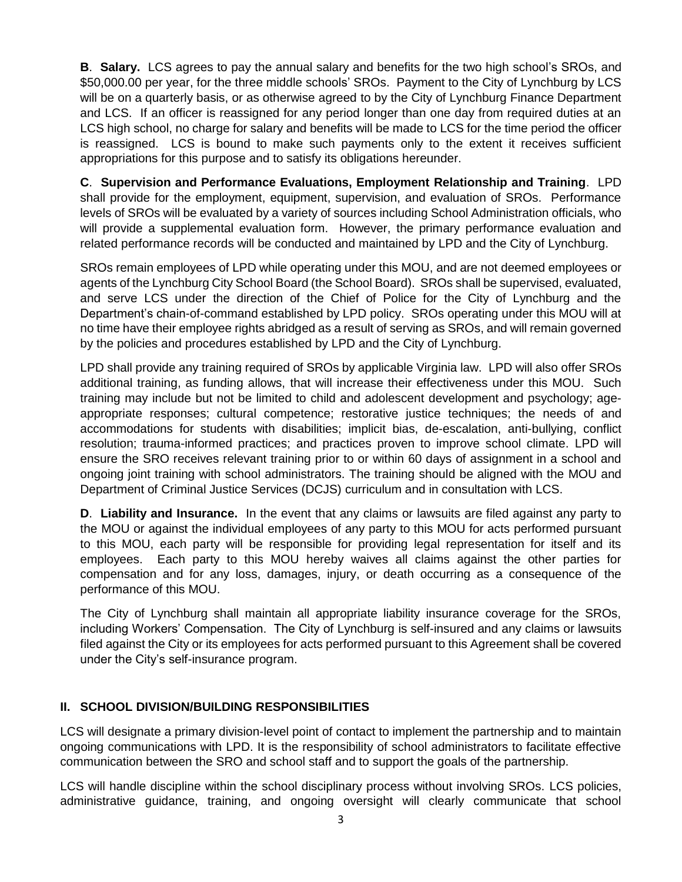**B**. **Salary.** LCS agrees to pay the annual salary and benefits for the two high school's SROs, and $50,000.00 per year, for the three middle schools' SROs. Payment to the City of Lynchburg by LCS will be on a quarterly basis, or as otherwise agreed to by the City of Lynchburg Finance Department and LCS. If an officer is reassigned for any period longer than one day from required duties at an LCS high school, no charge for salary and benefits will be made to LCS for the time period the officer is reassigned. LCS is bound to make such payments only to the extent it receives sufficient appropriations for this purpose and to satisfy its obligations hereunder.

**C**. **Supervision and Performance Evaluations, Employment Relationship and Training**. LPD shall provide for the employment, equipment, supervision, and evaluation of SROs. Performance levels of SROs will be evaluated by a variety of sources including School Administration officials, who will provide a supplemental evaluation form. However, the primary performance evaluation and related performance records will be conducted and maintained by LPD and the City of Lynchburg.

SROs remain employees of LPD while operating under this MOU, and are not deemed employees or agents of the Lynchburg City School Board (the School Board). SROs shall be supervised, evaluated, and serve LCS under the direction of the Chief of Police for the City of Lynchburg and the Department's chain-of-command established by LPD policy. SROs operating under this MOU will at no time have their employee rights abridged as a result of serving as SROs, and will remain governed by the policies and procedures established by LPD and the City of Lynchburg.

LPD shall provide any training required of SROs by applicable Virginia law. LPD will also offer SROs additional training, as funding allows, that will increase their effectiveness under this MOU. Such training may include but not be limited to child and adolescent development and psychology; age-appropriate responses; cultural competence; restorative justice techniques; the needs of and accommodations for students with disabilities; implicit bias, de-escalation, anti-bullying, conflict resolution; trauma-informed practices; and practices proven to improve school climate. LPD will ensure the SRO receives relevant training prior to or within 60 days of assignment in a school and ongoing joint training with school administrators. The training should be aligned with the MOU and Department of Criminal Justice Services (DCJS) curriculum and in consultation with LCS.

**D**. **Liability and Insurance.** In the event that any claims or lawsuits are filed against any party to the MOU or against the individual employees of any party to this MOU for acts performed pursuant to this MOU, each party will be responsible for providing legal representation for itself and its employees. Each party to this MOU hereby waives all claims against the other parties for compensation and for any loss, damages, injury, or death occurring as a consequence of the performance of this MOU.

The City of Lynchburg shall maintain all appropriate liability insurance coverage for the SROs, including Workers' Compensation. The City of Lynchburg is self-insured and any claims or lawsuits filed against the City or its employees for acts performed pursuant to this Agreement shall be covered under the City's self-insurance program.

## II. SCHOOL DIVISION/BUILDING RESPONSIBILITIES

LCS will designate a primary division-level point of contact to implement the partnership and to maintain ongoing communications with LPD. It is the responsibility of school administrators to facilitate effective communication between the SRO and school staff and to support the goals of the partnership.

LCS will handle discipline within the school disciplinary process without involving SROs. LCS policies, administrative guidance, training, and ongoing oversight will clearly communicate that school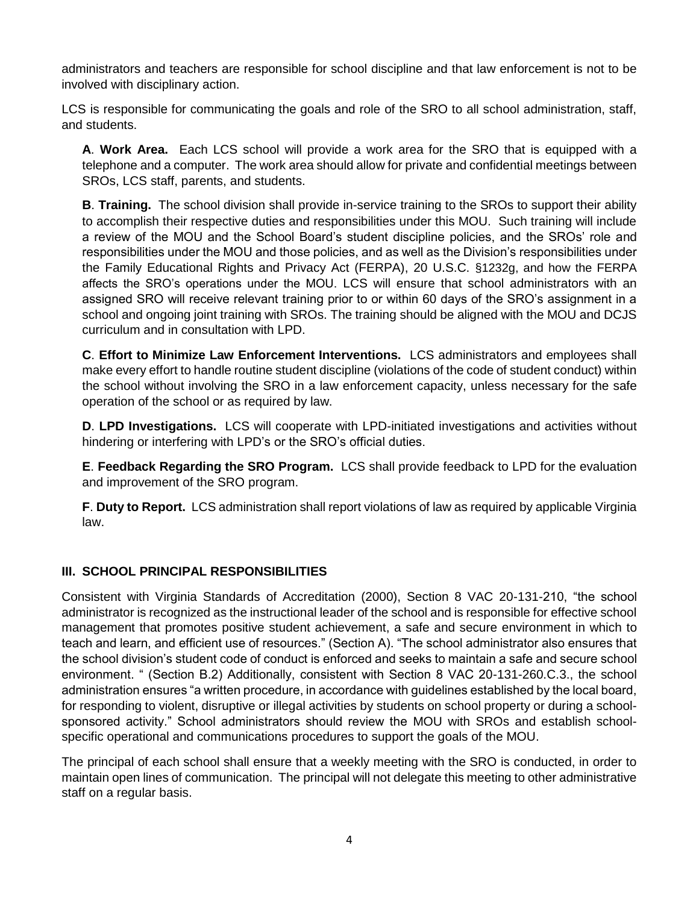administrators and teachers are responsible for school discipline and that law enforcement is not to be involved with disciplinary action.

LCS is responsible for communicating the goals and role of the SRO to all school administration, staff, and students.

**A**. **Work Area.** Each LCS school will provide a work area for the SRO that is equipped with a telephone and a computer. The work area should allow for private and confidential meetings between SROs, LCS staff, parents, and students.

**B**. **Training.** The school division shall provide in-service training to the SROs to support their ability to accomplish their respective duties and responsibilities under this MOU. Such training will include a review of the MOU and the School Board's student discipline policies, and the SROs' role and responsibilities under the MOU and those policies, and as well as the Division's responsibilities under the Family Educational Rights and Privacy Act (FERPA), 20 U.S.C. §1232g, and how the FERPA affects the SRO's operations under the MOU. LCS will ensure that school administrators with an assigned SRO will receive relevant training prior to or within 60 days of the SRO's assignment in a school and ongoing joint training with SROs. The training should be aligned with the MOU and DCJS curriculum and in consultation with LPD.

**C**. **Effort to Minimize Law Enforcement Interventions.** LCS administrators and employees shall make every effort to handle routine student discipline (violations of the code of student conduct) within the school without involving the SRO in a law enforcement capacity, unless necessary for the safe operation of the school or as required by law.

**D**. **LPD Investigations.** LCS will cooperate with LPD-initiated investigations and activities without hindering or interfering with LPD's or the SRO's official duties.

**E**. **Feedback Regarding the SRO Program.** LCS shall provide feedback to LPD for the evaluation and improvement of the SRO program.

**F**. **Duty to Report.** LCS administration shall report violations of law as required by applicable Virginia law.

## III. SCHOOL PRINCIPAL RESPONSIBILITIES

Consistent with Virginia Standards of Accreditation (2000), Section 8 VAC 20-131-210, "the school administrator is recognized as the instructional leader of the school and is responsible for effective school management that promotes positive student achievement, a safe and secure environment in which to teach and learn, and efficient use of resources." (Section A). "The school administrator also ensures that the school division's student code of conduct is enforced and seeks to maintain a safe and secure school environment. " (Section B.2) Additionally, consistent with Section 8 VAC 20-131-260.C.3., the school administration ensures "a written procedure, in accordance with guidelines established by the local board, for responding to violent, disruptive or illegal activities by students on school property or during a school-sponsored activity." School administrators should review the MOU with SROs and establish school-specific operational and communications procedures to support the goals of the MOU.

The principal of each school shall ensure that a weekly meeting with the SRO is conducted, in order to maintain open lines of communication. The principal will not delegate this meeting to other administrative staff on a regular basis.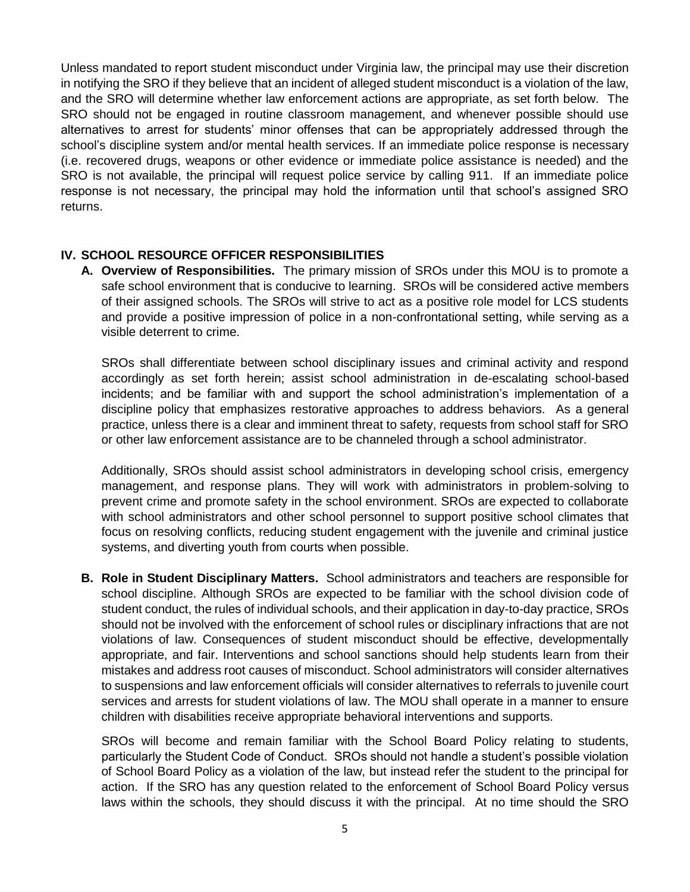Unless mandated to report student misconduct under Virginia law, the principal may use their discretion in notifying the SRO if they believe that an incident of alleged student misconduct is a violation of the law, and the SRO will determine whether law enforcement actions are appropriate, as set forth below. The SRO should not be engaged in routine classroom management, and whenever possible should use alternatives to arrest for students' minor offenses that can be appropriately addressed through the school's discipline system and/or mental health services. If an immediate police response is necessary (i.e. recovered drugs, weapons or other evidence or immediate police assistance is needed) and the SRO is not available, the principal will request police service by calling 911. If an immediate police response is not necessary, the principal may hold the information until that school's assigned SRO returns.

## IV. SCHOOL RESOURCE OFFICER RESPONSIBILITIES

**A. Overview of Responsibilities.** The primary mission of SROs under this MOU is to promote a safe school environment that is conducive to learning. SROs will be considered active members of their assigned schools. The SROs will strive to act as a positive role model for LCS students and provide a positive impression of police in a non-confrontational setting, while serving as a visible deterrent to crime.

SROs shall differentiate between school disciplinary issues and criminal activity and respond accordingly as set forth herein; assist school administration in de-escalating school-based incidents; and be familiar with and support the school administration's implementation of a discipline policy that emphasizes restorative approaches to address behaviors. As a general practice, unless there is a clear and imminent threat to safety, requests from school staff for SRO or other law enforcement assistance are to be channeled through a school administrator.

Additionally, SROs should assist school administrators in developing school crisis, emergency management, and response plans. They will work with administrators in problem-solving to prevent crime and promote safety in the school environment. SROs are expected to collaborate with school administrators and other school personnel to support positive school climates that focus on resolving conflicts, reducing student engagement with the juvenile and criminal justice systems, and diverting youth from courts when possible.

**B. Role in Student Disciplinary Matters.** School administrators and teachers are responsible for school discipline. Although SROs are expected to be familiar with the school division code of student conduct, the rules of individual schools, and their application in day-to-day practice, SROs should not be involved with the enforcement of school rules or disciplinary infractions that are not violations of law. Consequences of student misconduct should be effective, developmentally appropriate, and fair. Interventions and school sanctions should help students learn from their mistakes and address root causes of misconduct. School administrators will consider alternatives to suspensions and law enforcement officials will consider alternatives to referrals to juvenile court services and arrests for student violations of law. The MOU shall operate in a manner to ensure children with disabilities receive appropriate behavioral interventions and supports.

SROs will become and remain familiar with the School Board Policy relating to students, particularly the Student Code of Conduct. SROs should not handle a student's possible violation of School Board Policy as a violation of the law, but instead refer the student to the principal for action. If the SRO has any question related to the enforcement of School Board Policy versus laws within the schools, they should discuss it with the principal. At no time should the SRO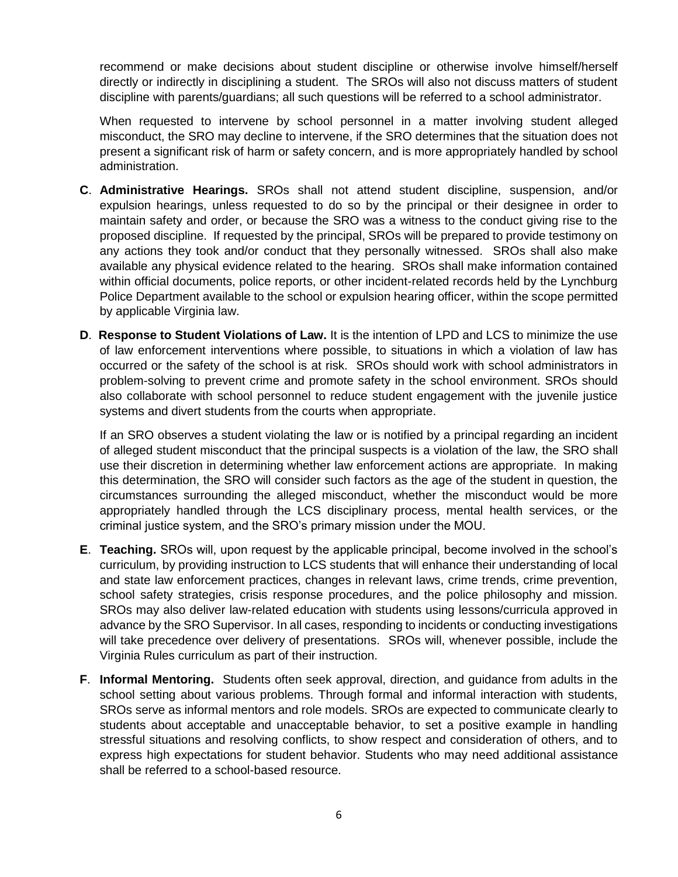recommend or make decisions about student discipline or otherwise involve himself/herself directly or indirectly in disciplining a student. The SROs will also not discuss matters of student discipline with parents/guardians; all such questions will be referred to a school administrator.

When requested to intervene by school personnel in a matter involving student alleged misconduct, the SRO may decline to intervene, if the SRO determines that the situation does not present a significant risk of harm or safety concern, and is more appropriately handled by school administration.

**C**. **Administrative Hearings.** SROs shall not attend student discipline, suspension, and/or expulsion hearings, unless requested to do so by the principal or their designee in order to maintain safety and order, or because the SRO was a witness to the conduct giving rise to the proposed discipline. If requested by the principal, SROs will be prepared to provide testimony on any actions they took and/or conduct that they personally witnessed. SROs shall also make available any physical evidence related to the hearing. SROs shall make information contained within official documents, police reports, or other incident-related records held by the Lynchburg Police Department available to the school or expulsion hearing officer, within the scope permitted by applicable Virginia law.

**D**. **Response to Student Violations of Law.** It is the intention of LPD and LCS to minimize the use of law enforcement interventions where possible, to situations in which a violation of law has occurred or the safety of the school is at risk. SROs should work with school administrators in problem-solving to prevent crime and promote safety in the school environment. SROs should also collaborate with school personnel to reduce student engagement with the juvenile justice systems and divert students from the courts when appropriate.

If an SRO observes a student violating the law or is notified by a principal regarding an incident of alleged student misconduct that the principal suspects is a violation of the law, the SRO shall use their discretion in determining whether law enforcement actions are appropriate. In making this determination, the SRO will consider such factors as the age of the student in question, the circumstances surrounding the alleged misconduct, whether the misconduct would be more appropriately handled through the LCS disciplinary process, mental health services, or the criminal justice system, and the SRO's primary mission under the MOU.

**E**. **Teaching.** SROs will, upon request by the applicable principal, become involved in the school's curriculum, by providing instruction to LCS students that will enhance their understanding of local and state law enforcement practices, changes in relevant laws, crime trends, crime prevention, school safety strategies, crisis response procedures, and the police philosophy and mission. SROs may also deliver law-related education with students using lessons/curricula approved in advance by the SRO Supervisor. In all cases, responding to incidents or conducting investigations will take precedence over delivery of presentations. SROs will, whenever possible, include the Virginia Rules curriculum as part of their instruction.

**F**. **Informal Mentoring.** Students often seek approval, direction, and guidance from adults in the school setting about various problems. Through formal and informal interaction with students, SROs serve as informal mentors and role models. SROs are expected to communicate clearly to students about acceptable and unacceptable behavior, to set a positive example in handling stressful situations and resolving conflicts, to show respect and consideration of others, and to express high expectations for student behavior. Students who may need additional assistance shall be referred to a school-based resource.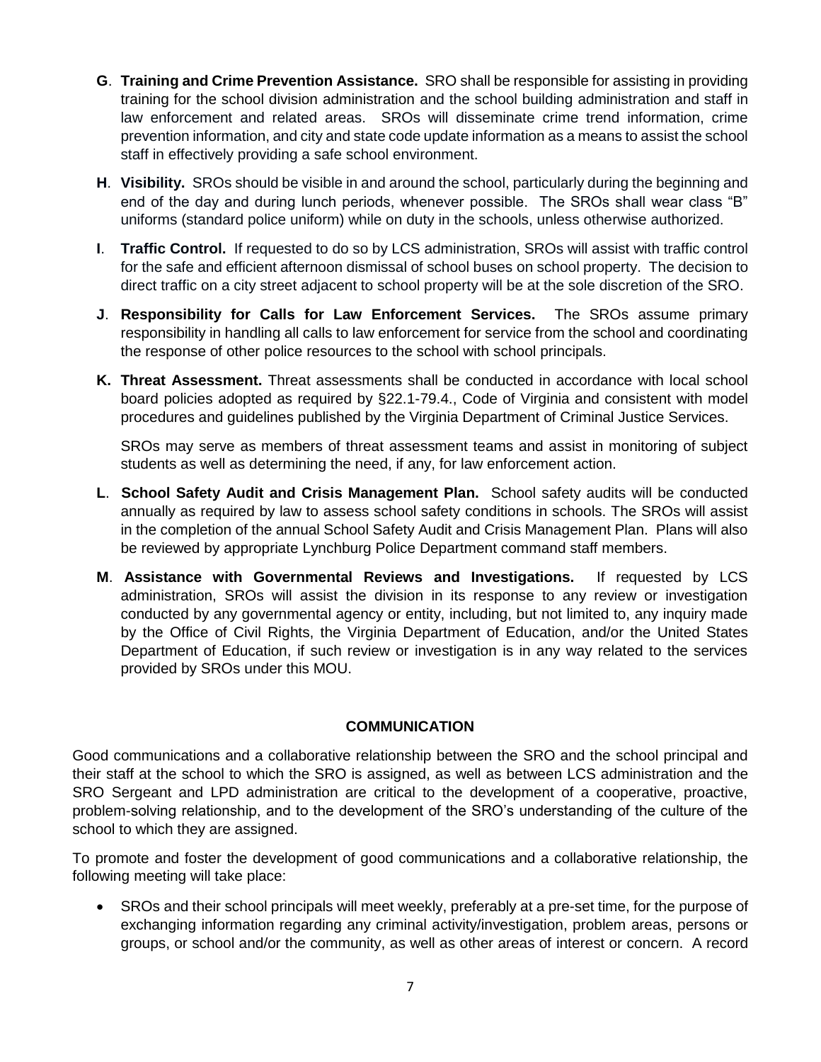**G**. **Training and Crime Prevention Assistance.** SRO shall be responsible for assisting in providing training for the school division administration and the school building administration and staff in law enforcement and related areas. SROs will disseminate crime trend information, crime prevention information, and city and state code update information as a means to assist the school staff in effectively providing a safe school environment.

**H**. **Visibility.** SROs should be visible in and around the school, particularly during the beginning and end of the day and during lunch periods, whenever possible. The SROs shall wear class "B" uniforms (standard police uniform) while on duty in the schools, unless otherwise authorized.

**I**. **Traffic Control.** If requested to do so by LCS administration, SROs will assist with traffic control for the safe and efficient afternoon dismissal of school buses on school property. The decision to direct traffic on a city street adjacent to school property will be at the sole discretion of the SRO.

**J**. **Responsibility for Calls for Law Enforcement Services.** The SROs assume primary responsibility in handling all calls to law enforcement for service from the school and coordinating the response of other police resources to the school with school principals.

**K. Threat Assessment.** Threat assessments shall be conducted in accordance with local school board policies adopted as required by §22.1-79.4., Code of Virginia and consistent with model procedures and guidelines published by the Virginia Department of Criminal Justice Services.

SROs may serve as members of threat assessment teams and assist in monitoring of subject students as well as determining the need, if any, for law enforcement action.

**L**. **School Safety Audit and Crisis Management Plan.** School safety audits will be conducted annually as required by law to assess school safety conditions in schools. The SROs will assist in the completion of the annual School Safety Audit and Crisis Management Plan. Plans will also be reviewed by appropriate Lynchburg Police Department command staff members.

**M**. **Assistance with Governmental Reviews and Investigations.** If requested by LCS administration, SROs will assist the division in its response to any review or investigation conducted by any governmental agency or entity, including, but not limited to, any inquiry made by the Office of Civil Rights, the Virginia Department of Education, and/or the United States Department of Education, if such review or investigation is in any way related to the services provided by SROs under this MOU.

## COMMUNICATION

Good communications and a collaborative relationship between the SRO and the school principal and their staff at the school to which the SRO is assigned, as well as between LCS administration and the SRO Sergeant and LPD administration are critical to the development of a cooperative, proactive, problem-solving relationship, and to the development of the SRO's understanding of the culture of the school to which they are assigned.

To promote and foster the development of good communications and a collaborative relationship, the following meeting will take place:

- SROs and their school principals will meet weekly, preferably at a pre-set time, for the purpose of exchanging information regarding any criminal activity/investigation, problem areas, persons or groups, or school and/or the community, as well as other areas of interest or concern. A record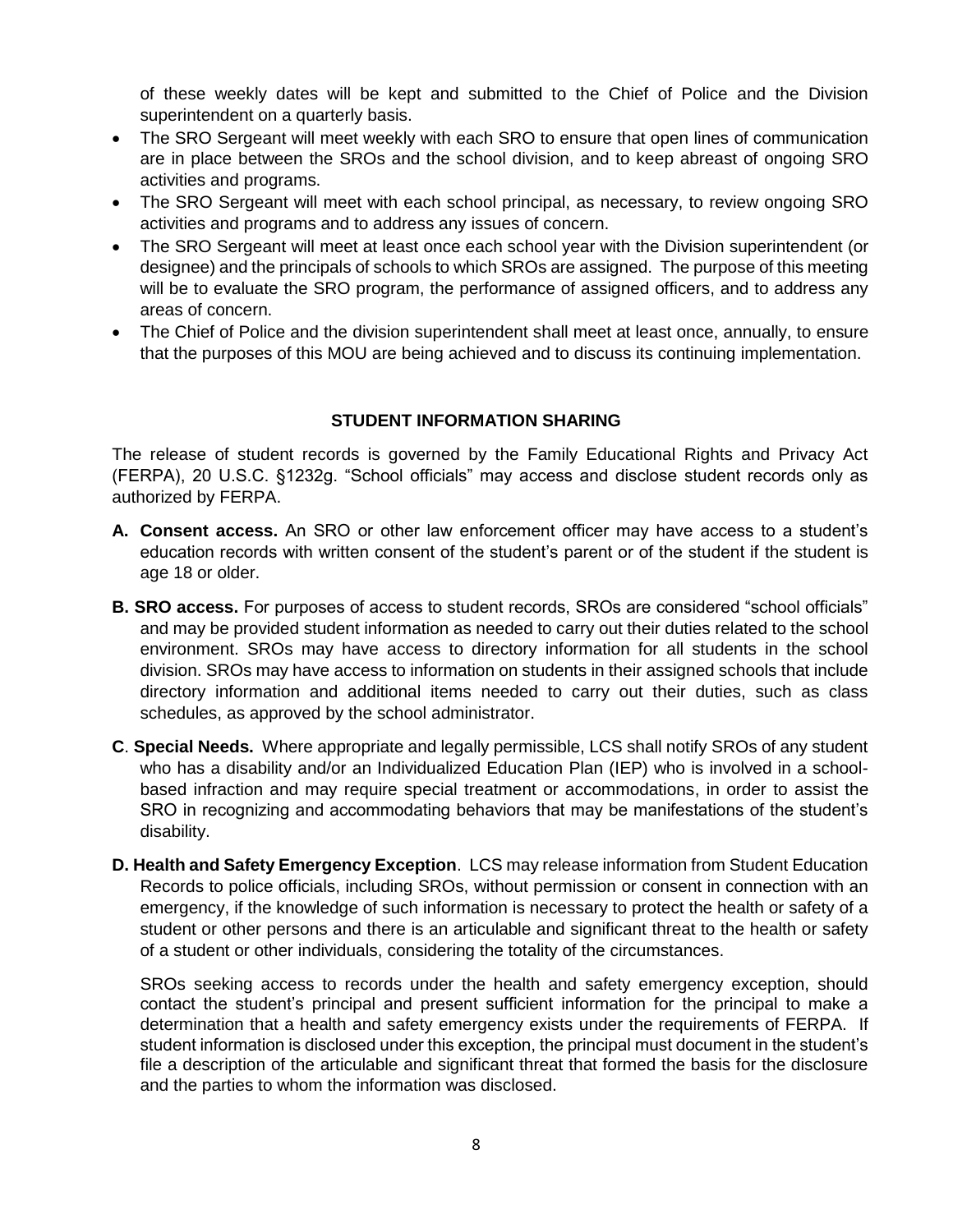of these weekly dates will be kept and submitted to the Chief of Police and the Division superintendent on a quarterly basis.

- The SRO Sergeant will meet weekly with each SRO to ensure that open lines of communication are in place between the SROs and the school division, and to keep abreast of ongoing SRO activities and programs.
- The SRO Sergeant will meet with each school principal, as necessary, to review ongoing SRO activities and programs and to address any issues of concern.
- The SRO Sergeant will meet at least once each school year with the Division superintendent (or designee) and the principals of schools to which SROs are assigned. The purpose of this meeting will be to evaluate the SRO program, the performance of assigned officers, and to address any areas of concern.
- The Chief of Police and the division superintendent shall meet at least once, annually, to ensure that the purposes of this MOU are being achieved and to discuss its continuing implementation.

## STUDENT INFORMATION SHARING

The release of student records is governed by the Family Educational Rights and Privacy Act (FERPA), 20 U.S.C. §1232g. "School officials" may access and disclose student records only as authorized by FERPA.

**A. Consent access.** An SRO or other law enforcement officer may have access to a student's education records with written consent of the student's parent or of the student if the student is age 18 or older.

**B. SRO access.** For purposes of access to student records, SROs are considered "school officials" and may be provided student information as needed to carry out their duties related to the school environment. SROs may have access to directory information for all students in the school division. SROs may have access to information on students in their assigned schools that include directory information and additional items needed to carry out their duties, such as class schedules, as approved by the school administrator.

**C. Special Needs.** Where appropriate and legally permissible, LCS shall notify SROs of any student who has a disability and/or an Individualized Education Plan (IEP) who is involved in a school-based infraction and may require special treatment or accommodations, in order to assist the SRO in recognizing and accommodating behaviors that may be manifestations of the student's disability.

**D. Health and Safety Emergency Exception**. LCS may release information from Student Education Records to police officials, including SROs, without permission or consent in connection with an emergency, if the knowledge of such information is necessary to protect the health or safety of a student or other persons and there is an articulable and significant threat to the health or safety of a student or other individuals, considering the totality of the circumstances.

SROs seeking access to records under the health and safety emergency exception, should contact the student's principal and present sufficient information for the principal to make a determination that a health and safety emergency exists under the requirements of FERPA. If student information is disclosed under this exception, the principal must document in the student's file a description of the articulable and significant threat that formed the basis for the disclosure and the parties to whom the information was disclosed.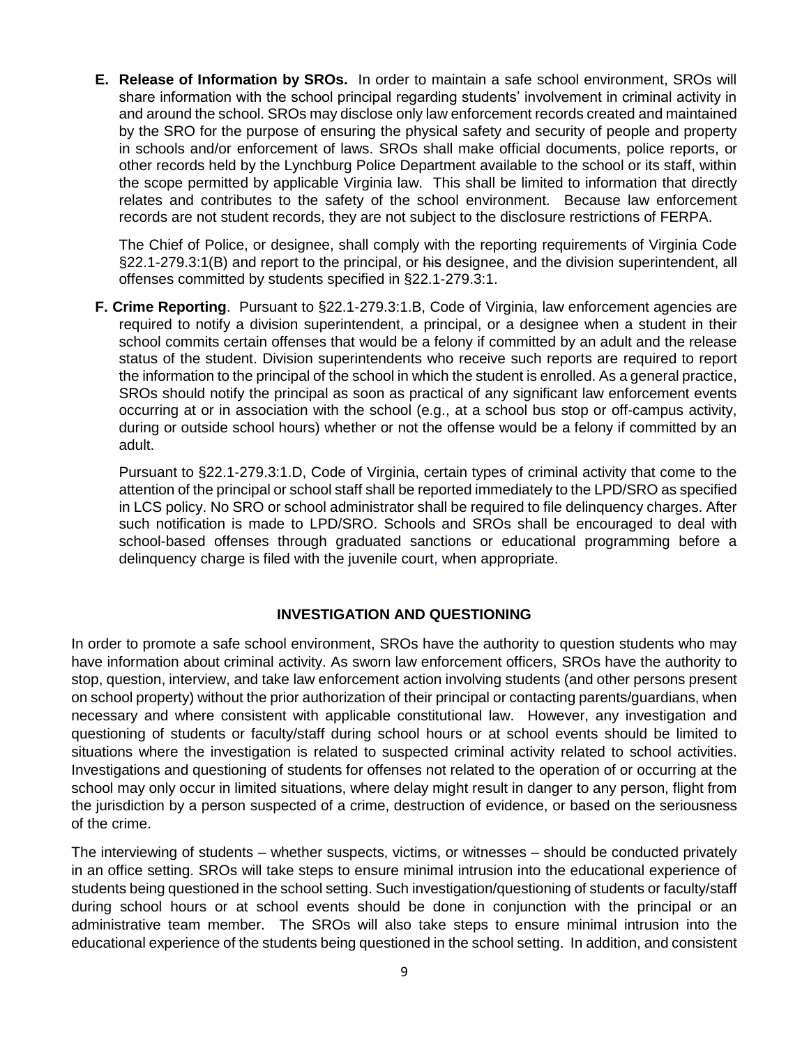**E. Release of Information by SROs.** In order to maintain a safe school environment, SROs will share information with the school principal regarding students' involvement in criminal activity in and around the school. SROs may disclose only law enforcement records created and maintained by the SRO for the purpose of ensuring the physical safety and security of people and property in schools and/or enforcement of laws. SROs shall make official documents, police reports, or other records held by the Lynchburg Police Department available to the school or its staff, within the scope permitted by applicable Virginia law. This shall be limited to information that directly relates and contributes to the safety of the school environment. Because law enforcement records are not student records, they are not subject to the disclosure restrictions of FERPA.

The Chief of Police, or designee, shall comply with the reporting requirements of Virginia Code §22.1-279.3:1(B) and report to the principal, or ~~his~~ designee, and the division superintendent, all offenses committed by students specified in §22.1-279.3:1.

**F. Crime Reporting**. Pursuant to §22.1-279.3:1.B, Code of Virginia, law enforcement agencies are required to notify a division superintendent, a principal, or a designee when a student in their school commits certain offenses that would be a felony if committed by an adult and the release status of the student. Division superintendents who receive such reports are required to report the information to the principal of the school in which the student is enrolled. As a general practice, SROs should notify the principal as soon as practical of any significant law enforcement events occurring at or in association with the school (e.g., at a school bus stop or off-campus activity, during or outside school hours) whether or not the offense would be a felony if committed by an adult.

Pursuant to §22.1-279.3:1.D, Code of Virginia, certain types of criminal activity that come to the attention of the principal or school staff shall be reported immediately to the LPD/SRO as specified in LCS policy. No SRO or school administrator shall be required to file delinquency charges. After such notification is made to LPD/SRO. Schools and SROs shall be encouraged to deal with school-based offenses through graduated sanctions or educational programming before a delinquency charge is filed with the juvenile court, when appropriate.

## INVESTIGATION AND QUESTIONING

In order to promote a safe school environment, SROs have the authority to question students who may have information about criminal activity. As sworn law enforcement officers, SROs have the authority to stop, question, interview, and take law enforcement action involving students (and other persons present on school property) without the prior authorization of their principal or contacting parents/guardians, when necessary and where consistent with applicable constitutional law. However, any investigation and questioning of students or faculty/staff during school hours or at school events should be limited to situations where the investigation is related to suspected criminal activity related to school activities. Investigations and questioning of students for offenses not related to the operation of or occurring at the school may only occur in limited situations, where delay might result in danger to any person, flight from the jurisdiction by a person suspected of a crime, destruction of evidence, or based on the seriousness of the crime.

The interviewing of students – whether suspects, victims, or witnesses – should be conducted privately in an office setting. SROs will take steps to ensure minimal intrusion into the educational experience of students being questioned in the school setting. Such investigation/questioning of students or faculty/staff during school hours or at school events should be done in conjunction with the principal or an administrative team member. The SROs will also take steps to ensure minimal intrusion into the educational experience of the students being questioned in the school setting. In addition, and consistent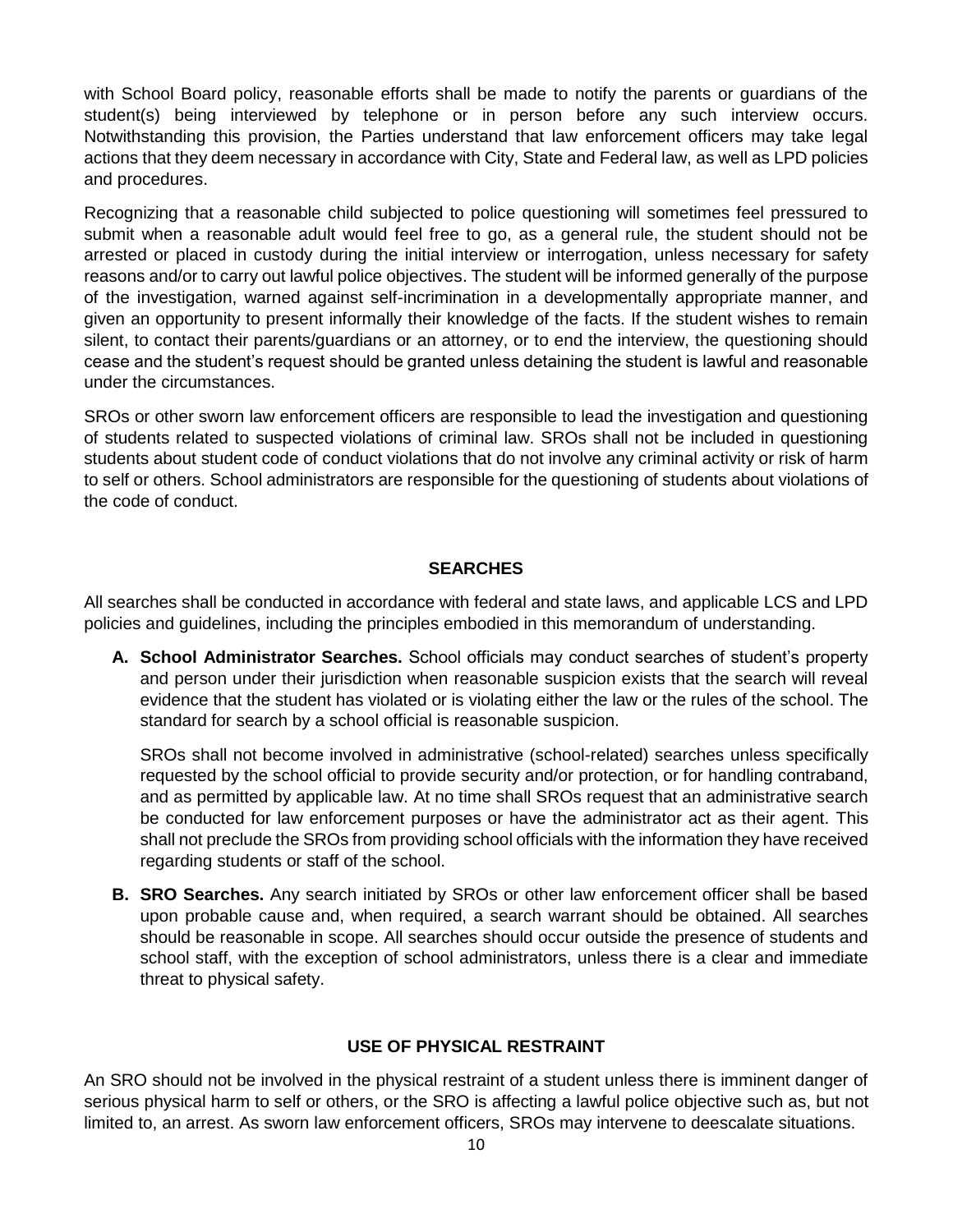with School Board policy, reasonable efforts shall be made to notify the parents or guardians of the student(s) being interviewed by telephone or in person before any such interview occurs. Notwithstanding this provision, the Parties understand that law enforcement officers may take legal actions that they deem necessary in accordance with City, State and Federal law, as well as LPD policies and procedures.

Recognizing that a reasonable child subjected to police questioning will sometimes feel pressured to submit when a reasonable adult would feel free to go, as a general rule, the student should not be arrested or placed in custody during the initial interview or interrogation, unless necessary for safety reasons and/or to carry out lawful police objectives. The student will be informed generally of the purpose of the investigation, warned against self-incrimination in a developmentally appropriate manner, and given an opportunity to present informally their knowledge of the facts. If the student wishes to remain silent, to contact their parents/guardians or an attorney, or to end the interview, the questioning should cease and the student's request should be granted unless detaining the student is lawful and reasonable under the circumstances.

SROs or other sworn law enforcement officers are responsible to lead the investigation and questioning of students related to suspected violations of criminal law. SROs shall not be included in questioning students about student code of conduct violations that do not involve any criminal activity or risk of harm to self or others. School administrators are responsible for the questioning of students about violations of the code of conduct.

## SEARCHES

All searches shall be conducted in accordance with federal and state laws, and applicable LCS and LPD policies and guidelines, including the principles embodied in this memorandum of understanding.

**A. School Administrator Searches.** School officials may conduct searches of student's property and person under their jurisdiction when reasonable suspicion exists that the search will reveal evidence that the student has violated or is violating either the law or the rules of the school. The standard for search by a school official is reasonable suspicion.

SROs shall not become involved in administrative (school-related) searches unless specifically requested by the school official to provide security and/or protection, or for handling contraband, and as permitted by applicable law. At no time shall SROs request that an administrative search be conducted for law enforcement purposes or have the administrator act as their agent. This shall not preclude the SROs from providing school officials with the information they have received regarding students or staff of the school.

**B. SRO Searches.** Any search initiated by SROs or other law enforcement officer shall be based upon probable cause and, when required, a search warrant should be obtained. All searches should be reasonable in scope. All searches should occur outside the presence of students and school staff, with the exception of school administrators, unless there is a clear and immediate threat to physical safety.

## USE OF PHYSICAL RESTRAINT

An SRO should not be involved in the physical restraint of a student unless there is imminent danger of serious physical harm to self or others, or the SRO is affecting a lawful police objective such as, but not limited to, an arrest. As sworn law enforcement officers, SROs may intervene to deescalate situations.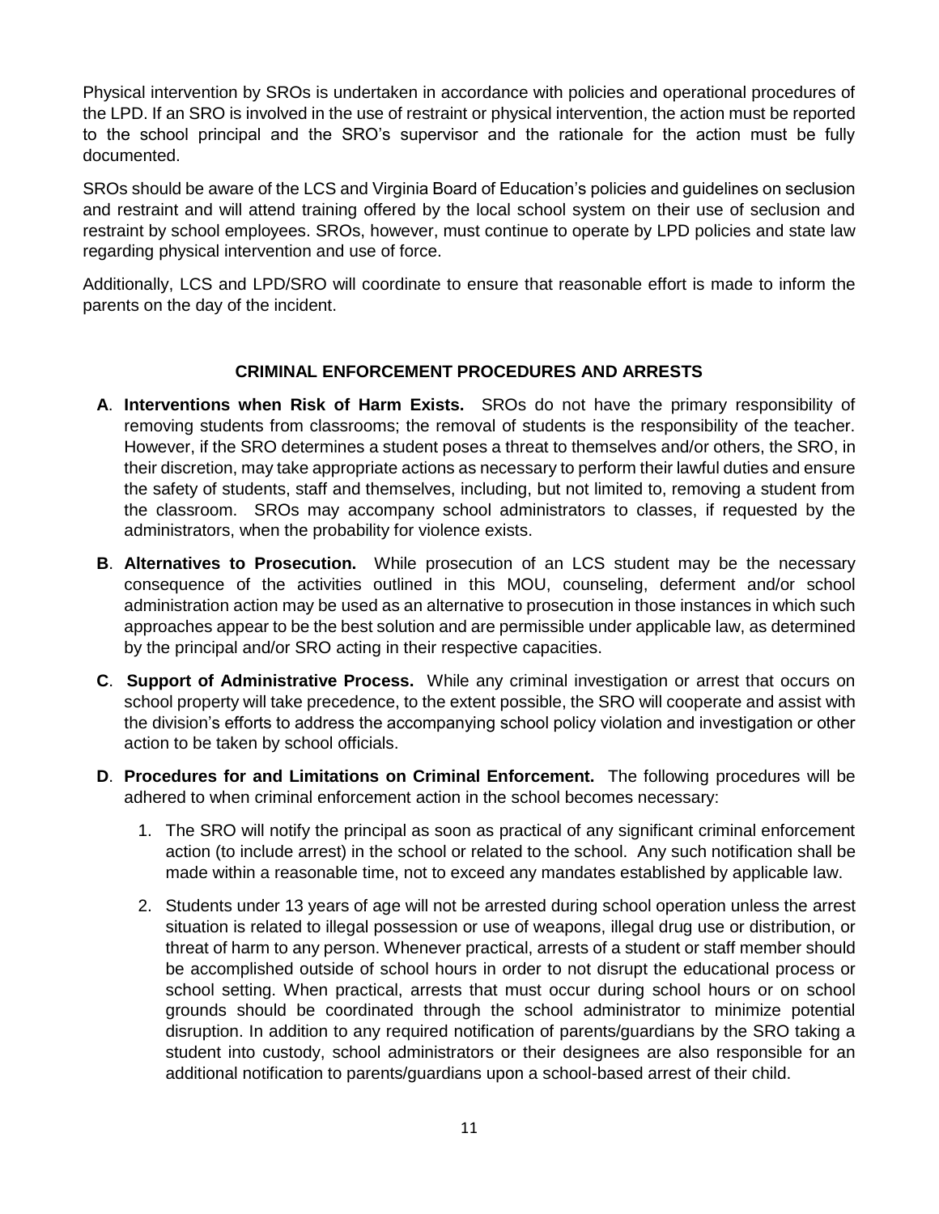Physical intervention by SROs is undertaken in accordance with policies and operational procedures of the LPD. If an SRO is involved in the use of restraint or physical intervention, the action must be reported to the school principal and the SRO's supervisor and the rationale for the action must be fully documented.

SROs should be aware of the LCS and Virginia Board of Education's policies and guidelines on seclusion and restraint and will attend training offered by the local school system on their use of seclusion and restraint by school employees. SROs, however, must continue to operate by LPD policies and state law regarding physical intervention and use of force.

Additionally, LCS and LPD/SRO will coordinate to ensure that reasonable effort is made to inform the parents on the day of the incident.

## CRIMINAL ENFORCEMENT PROCEDURES AND ARRESTS

**A**. **Interventions when Risk of Harm Exists.** SROs do not have the primary responsibility of removing students from classrooms; the removal of students is the responsibility of the teacher. However, if the SRO determines a student poses a threat to themselves and/or others, the SRO, in their discretion, may take appropriate actions as necessary to perform their lawful duties and ensure the safety of students, staff and themselves, including, but not limited to, removing a student from the classroom. SROs may accompany school administrators to classes, if requested by the administrators, when the probability for violence exists.

**B**. **Alternatives to Prosecution.** While prosecution of an LCS student may be the necessary consequence of the activities outlined in this MOU, counseling, deferment and/or school administration action may be used as an alternative to prosecution in those instances in which such approaches appear to be the best solution and are permissible under applicable law, as determined by the principal and/or SRO acting in their respective capacities.

**C**. **Support of Administrative Process.** While any criminal investigation or arrest that occurs on school property will take precedence, to the extent possible, the SRO will cooperate and assist with the division's efforts to address the accompanying school policy violation and investigation or other action to be taken by school officials.

**D**. **Procedures for and Limitations on Criminal Enforcement.** The following procedures will be adhered to when criminal enforcement action in the school becomes necessary:

1. The SRO will notify the principal as soon as practical of any significant criminal enforcement action (to include arrest) in the school or related to the school. Any such notification shall be made within a reasonable time, not to exceed any mandates established by applicable law.
2. Students under 13 years of age will not be arrested during school operation unless the arrest situation is related to illegal possession or use of weapons, illegal drug use or distribution, or threat of harm to any person. Whenever practical, arrests of a student or staff member should be accomplished outside of school hours in order to not disrupt the educational process or school setting. When practical, arrests that must occur during school hours or on school grounds should be coordinated through the school administrator to minimize potential disruption. In addition to any required notification of parents/guardians by the SRO taking a student into custody, school administrators or their designees are also responsible for an additional notification to parents/guardians upon a school-based arrest of their child.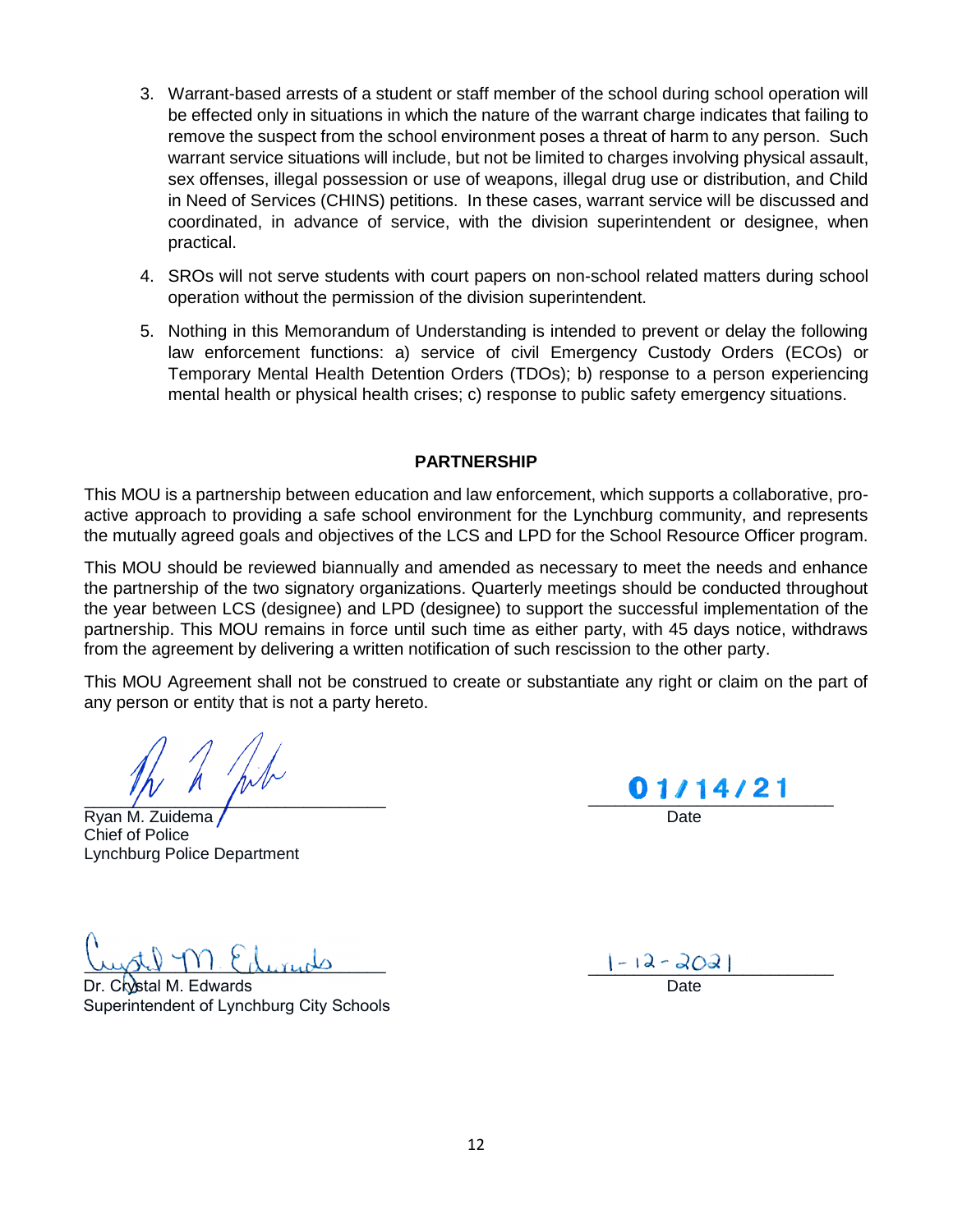3. Warrant-based arrests of a student or staff member of the school during school operation will be effected only in situations in which the nature of the warrant charge indicates that failing to remove the suspect from the school environment poses a threat of harm to any person. Such warrant service situations will include, but not be limited to charges involving physical assault, sex offenses, illegal possession or use of weapons, illegal drug use or distribution, and Child in Need of Services (CHINS) petitions. In these cases, warrant service will be discussed and coordinated, in advance of service, with the division superintendent or designee, when practical.

4. SROs will not serve students with court papers on non-school related matters during school operation without the permission of the division superintendent.

5. Nothing in this Memorandum of Understanding is intended to prevent or delay the following law enforcement functions: a) service of civil Emergency Custody Orders (ECOs) or Temporary Mental Health Detention Orders (TDOs); b) response to a person experiencing mental health or physical health crises; c) response to public safety emergency situations.

**PARTNERSHIP**

This MOU is a partnership between education and law enforcement, which supports a collaborative, pro-active approach to providing a safe school environment for the Lynchburg community, and represents the mutually agreed goals and objectives of the LCS and LPD for the School Resource Officer program.

This MOU should be reviewed biannually and amended as necessary to meet the needs and enhance the partnership of the two signatory organizations. Quarterly meetings should be conducted throughout the year between LCS (designee) and LPD (designee) to support the successful implementation of the partnership. This MOU remains in force until such time as either party, with 45 days notice, withdraws from the agreement by delivering a written notification of such rescission to the other party.

This MOU Agreement shall not be construed to create or substantiate any right or claim on the part of any person or entity that is not a party hereto.

_______________________________ &nbsp;&nbsp;&nbsp;&nbsp; 01/14/21
Ryan M. Zuidema &nbsp;&nbsp;&nbsp;&nbsp; Date
Chief of Police
Lynchburg Police Department

_______________________________ &nbsp;&nbsp;&nbsp;&nbsp; 1-12-2021
Dr. Crystal M. Edwards &nbsp;&nbsp;&nbsp;&nbsp; Date
Superintendent of Lynchburg City Schools